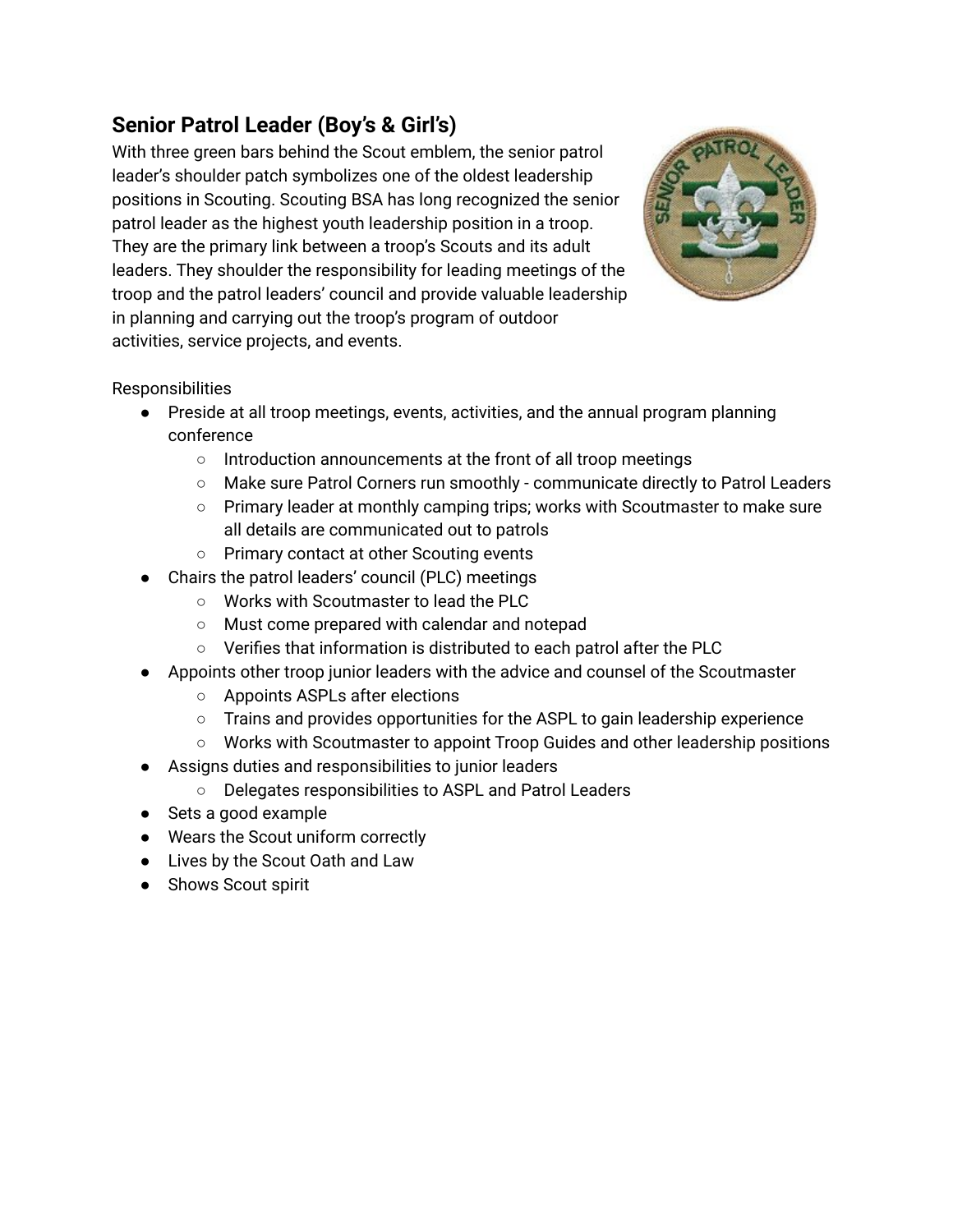## Senior Patrol Leader (Boy's & Girl's)

With three green bars behind the Scout emblem, the senior patrol leader's shoulder patch symbolizes one of the oldest leadership positions in Scouting. Scouting BSA has long recognized the senior patrol leader as the highest youth leadership position in a troop. They are the primary link between a troop's Scouts and its adult leaders. They shoulder the responsibility for leading meetings of the troop and the patrol leaders' council and provide valuable leadership in planning and carrying out the troop's program of outdoor activities, service projects, and events.

Responsibilities

- Preside at all troop meetings, events, activities, and the annual program planning conference
  - Introduction announcements at the front of all troop meetings
  - Make sure Patrol Corners run smoothly - communicate directly to Patrol Leaders
  - Primary leader at monthly camping trips; works with Scoutmaster to make sure all details are communicated out to patrols
  - Primary contact at other Scouting events
- Chairs the patrol leaders' council (PLC) meetings
  - Works with Scoutmaster to lead the PLC
  - Must come prepared with calendar and notepad
  - Verifies that information is distributed to each patrol after the PLC
- Appoints other troop junior leaders with the advice and counsel of the Scoutmaster
  - Appoints ASPLs after elections
  - Trains and provides opportunities for the ASPL to gain leadership experience
  - Works with Scoutmaster to appoint Troop Guides and other leadership positions
- Assigns duties and responsibilities to junior leaders
  - Delegates responsibilities to ASPL and Patrol Leaders
- Sets a good example
- Wears the Scout uniform correctly
- Lives by the Scout Oath and Law
- Shows Scout spirit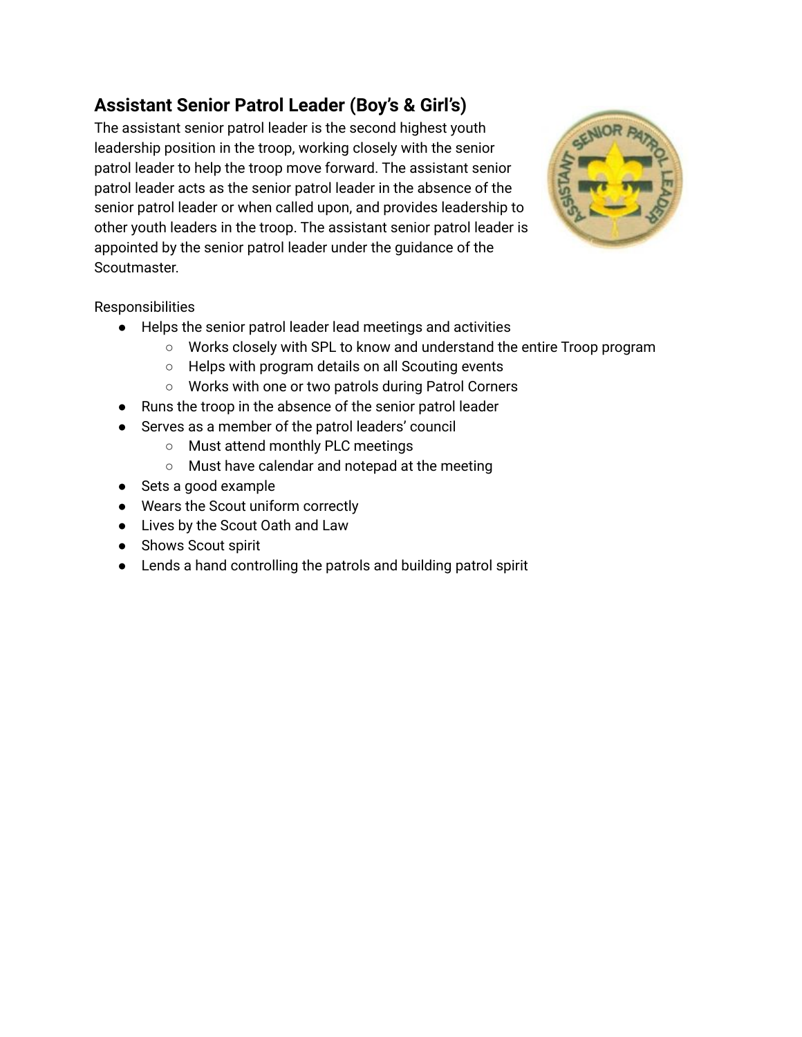## Assistant Senior Patrol Leader (Boy's & Girl's)

The assistant senior patrol leader is the second highest youth leadership position in the troop, working closely with the senior patrol leader to help the troop move forward. The assistant senior patrol leader acts as the senior patrol leader in the absence of the senior patrol leader or when called upon, and provides leadership to other youth leaders in the troop. The assistant senior patrol leader is appointed by the senior patrol leader under the guidance of the Scoutmaster.

Responsibilities

- Helps the senior patrol leader lead meetings and activities
  - Works closely with SPL to know and understand the entire Troop program
  - Helps with program details on all Scouting events
  - Works with one or two patrols during Patrol Corners
- Runs the troop in the absence of the senior patrol leader
- Serves as a member of the patrol leaders' council
  - Must attend monthly PLC meetings
  - Must have calendar and notepad at the meeting
- Sets a good example
- Wears the Scout uniform correctly
- Lives by the Scout Oath and Law
- Shows Scout spirit
- Lends a hand controlling the patrols and building patrol spirit